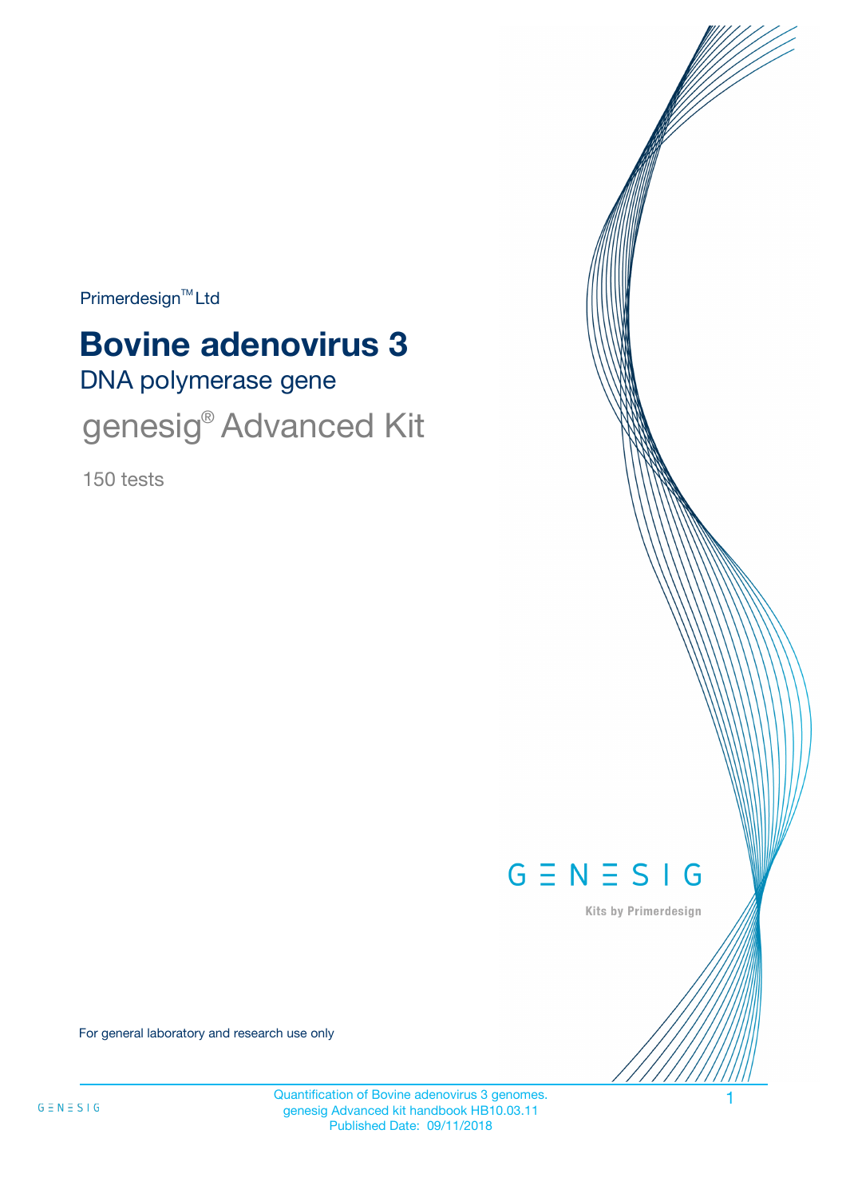Primerdesign™ Ltd

# Bovine adenovirus 3

## DNA polymerase gene

## genesig® Advanced Kit

150 tests

GENESIG

Kits by Primerdesign

For general laboratory and research use only

Quantification of Bovine adenovirus 3 genomes.
genesig Advanced kit handbook HB10.03.11
Published Date: 09/11/2018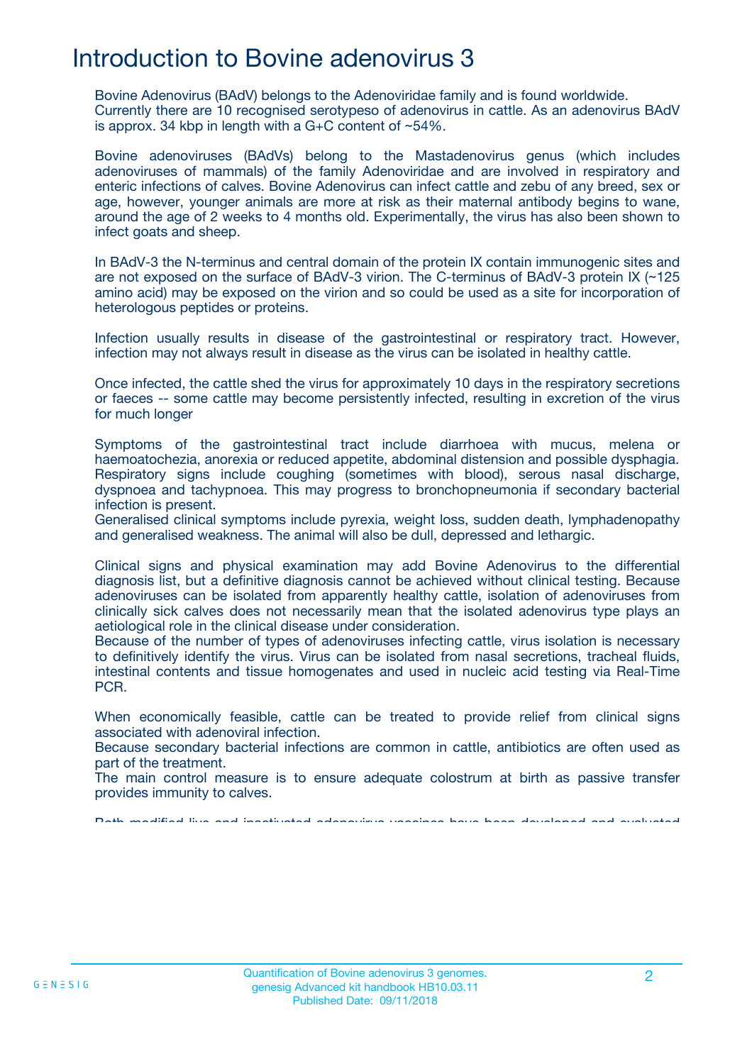# Introduction to Bovine adenovirus 3

Bovine Adenovirus (BAdV) belongs to the Adenoviridae family and is found worldwide. Currently there are 10 recognised serotypeso of adenovirus in cattle. As an adenovirus BAdV is approx. 34 kbp in length with a G+C content of ~54%.

Bovine adenoviruses (BAdVs) belong to the Mastadenovirus genus (which includes adenoviruses of mammals) of the family Adenoviridae and are involved in respiratory and enteric infections of calves. Bovine Adenovirus can infect cattle and zebu of any breed, sex or age, however, younger animals are more at risk as their maternal antibody begins to wane, around the age of 2 weeks to 4 months old. Experimentally, the virus has also been shown to infect goats and sheep.

In BAdV-3 the N-terminus and central domain of the protein IX contain immunogenic sites and are not exposed on the surface of BAdV-3 virion. The C-terminus of BAdV-3 protein IX (~125 amino acid) may be exposed on the virion and so could be used as a site for incorporation of heterologous peptides or proteins.

Infection usually results in disease of the gastrointestinal or respiratory tract. However, infection may not always result in disease as the virus can be isolated in healthy cattle.

Once infected, the cattle shed the virus for approximately 10 days in the respiratory secretions or faeces -- some cattle may become persistently infected, resulting in excretion of the virus for much longer

Symptoms of the gastrointestinal tract include diarrhoea with mucus, melena or haemoatochezia, anorexia or reduced appetite, abdominal distension and possible dysphagia. Respiratory signs include coughing (sometimes with blood), serous nasal discharge, dyspnoea and tachypnoea. This may progress to bronchopneumonia if secondary bacterial infection is present.
Generalised clinical symptoms include pyrexia, weight loss, sudden death, lymphadenopathy and generalised weakness. The animal will also be dull, depressed and lethargic.

Clinical signs and physical examination may add Bovine Adenovirus to the differential diagnosis list, but a definitive diagnosis cannot be achieved without clinical testing. Because adenoviruses can be isolated from apparently healthy cattle, isolation of adenoviruses from clinically sick calves does not necessarily mean that the isolated adenovirus type plays an aetiological role in the clinical disease under consideration.
Because of the number of types of adenoviruses infecting cattle, virus isolation is necessary to definitively identify the virus. Virus can be isolated from nasal secretions, tracheal fluids, intestinal contents and tissue homogenates and used in nucleic acid testing via Real-Time PCR.

When economically feasible, cattle can be treated to provide relief from clinical signs associated with adenoviral infection.
Because secondary bacterial infections are common in cattle, antibiotics are often used as part of the treatment.
The main control measure is to ensure adequate colostrum at birth as passive transfer provides immunity to calves.

Both modified live and inactivated adenovirus vaccines have been developed and evaluated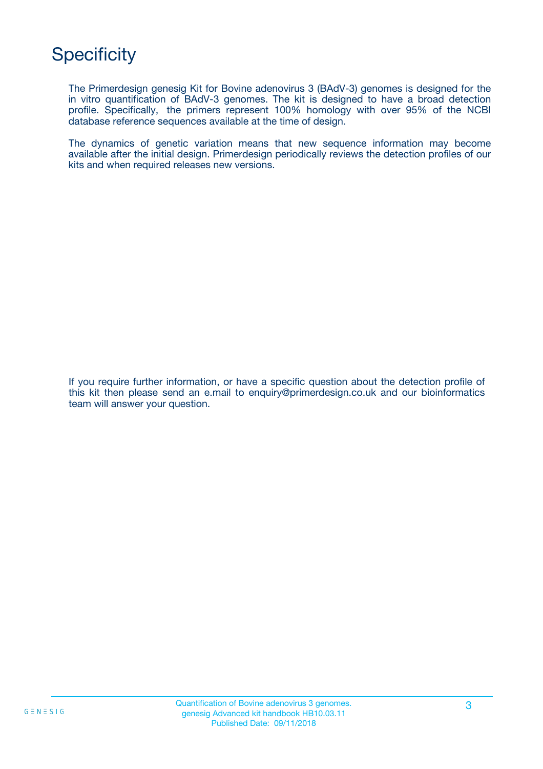# Specificity

The Primerdesign genesig Kit for Bovine adenovirus 3 (BAdV-3) genomes is designed for the in vitro quantification of BAdV-3 genomes. The kit is designed to have a broad detection profile. Specifically, the primers represent 100% homology with over 95% of the NCBI database reference sequences available at the time of design.

The dynamics of genetic variation means that new sequence information may become available after the initial design. Primerdesign periodically reviews the detection profiles of our kits and when required releases new versions.

If you require further information, or have a specific question about the detection profile of this kit then please send an e.mail to enquiry@primerdesign.co.uk and our bioinformatics team will answer your question.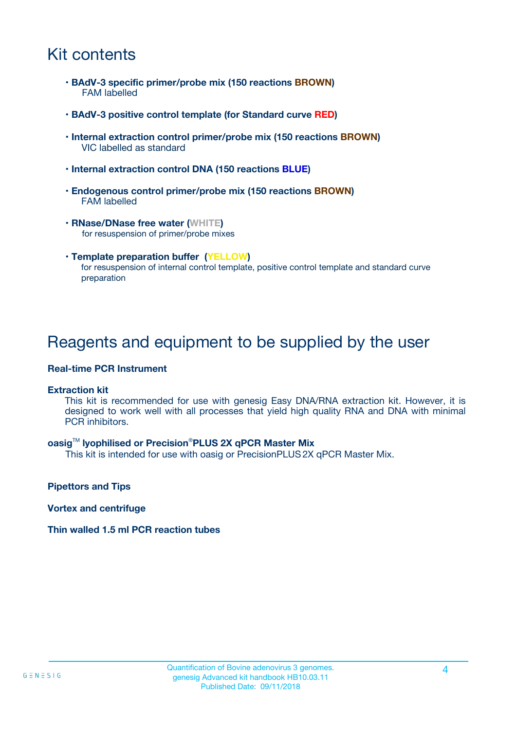# Kit contents

- **BAdV-3 specific primer/probe mix (150 reactions BROWN)**
  FAM labelled
- **BAdV-3 positive control template (for Standard curve RED)**
- **Internal extraction control primer/probe mix (150 reactions BROWN)**
  VIC labelled as standard
- **Internal extraction control DNA (150 reactions BLUE)**
- **Endogenous control primer/probe mix (150 reactions BROWN)**
  FAM labelled
- **RNase/DNase free water (WHITE)**
  for resuspension of primer/probe mixes
- **Template preparation buffer (YELLOW)**
  for resuspension of internal control template, positive control template and standard curve preparation

# Reagents and equipment to be supplied by the user

**Real-time PCR Instrument**

**Extraction kit**

This kit is recommended for use with genesig Easy DNA/RNA extraction kit. However, it is designed to work well with all processes that yield high quality RNA and DNA with minimal PCR inhibitors.

**oasig™ lyophilised or Precision®PLUS 2X qPCR Master Mix**

This kit is intended for use with oasig or PrecisionPLUS 2X qPCR Master Mix.

**Pipettors and Tips**

**Vortex and centrifuge**

**Thin walled 1.5 ml PCR reaction tubes**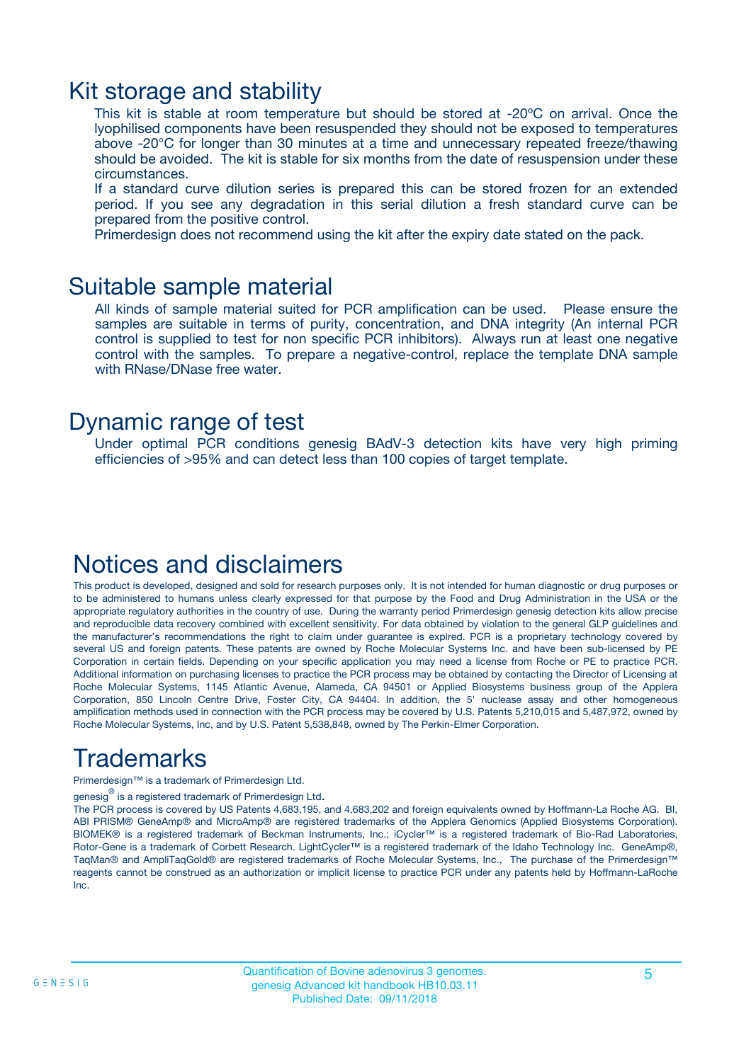# Kit storage and stability

This kit is stable at room temperature but should be stored at -20ºC on arrival. Once the lyophilised components have been resuspended they should not be exposed to temperatures above -20°C for longer than 30 minutes at a time and unnecessary repeated freeze/thawing should be avoided. The kit is stable for six months from the date of resuspension under these circumstances.

If a standard curve dilution series is prepared this can be stored frozen for an extended period. If you see any degradation in this serial dilution a fresh standard curve can be prepared from the positive control.

Primerdesign does not recommend using the kit after the expiry date stated on the pack.

# Suitable sample material

All kinds of sample material suited for PCR amplification can be used. Please ensure the samples are suitable in terms of purity, concentration, and DNA integrity (An internal PCR control is supplied to test for non specific PCR inhibitors). Always run at least one negative control with the samples. To prepare a negative-control, replace the template DNA sample with RNase/DNase free water.

# Dynamic range of test

Under optimal PCR conditions genesig BAdV-3 detection kits have very high priming efficiencies of >95% and can detect less than 100 copies of target template.

# Notices and disclaimers

This product is developed, designed and sold for research purposes only. It is not intended for human diagnostic or drug purposes or to be administered to humans unless clearly expressed for that purpose by the Food and Drug Administration in the USA or the appropriate regulatory authorities in the country of use. During the warranty period Primerdesign genesig detection kits allow precise and reproducible data recovery combined with excellent sensitivity. For data obtained by violation to the general GLP guidelines and the manufacturer's recommendations the right to claim under guarantee is expired. PCR is a proprietary technology covered by several US and foreign patents. These patents are owned by Roche Molecular Systems Inc. and have been sub-licensed by PE Corporation in certain fields. Depending on your specific application you may need a license from Roche or PE to practice PCR. Additional information on purchasing licenses to practice the PCR process may be obtained by contacting the Director of Licensing at Roche Molecular Systems, 1145 Atlantic Avenue, Alameda, CA 94501 or Applied Biosystems business group of the Applera Corporation, 850 Lincoln Centre Drive, Foster City, CA 94404. In addition, the 5' nuclease assay and other homogeneous amplification methods used in connection with the PCR process may be covered by U.S. Patents 5,210,015 and 5,487,972, owned by Roche Molecular Systems, Inc, and by U.S. Patent 5,538,848, owned by The Perkin-Elmer Corporation.

# Trademarks

Primerdesign™ is a trademark of Primerdesign Ltd.

genesig® is a registered trademark of Primerdesign Ltd.

The PCR process is covered by US Patents 4,683,195, and 4,683,202 and foreign equivalents owned by Hoffmann-La Roche AG. BI, ABI PRISM® GeneAmp® and MicroAmp® are registered trademarks of the Applera Genomics (Applied Biosystems Corporation). BIOMEK® is a registered trademark of Beckman Instruments, Inc.; iCycler™ is a registered trademark of Bio-Rad Laboratories, Rotor-Gene is a trademark of Corbett Research. LightCycler™ is a registered trademark of the Idaho Technology Inc. GeneAmp®, TaqMan® and AmpliTaqGold® are registered trademarks of Roche Molecular Systems, Inc., The purchase of the Primerdesign™ reagents cannot be construed as an authorization or implicit license to practice PCR under any patents held by Hoffmann-LaRoche Inc.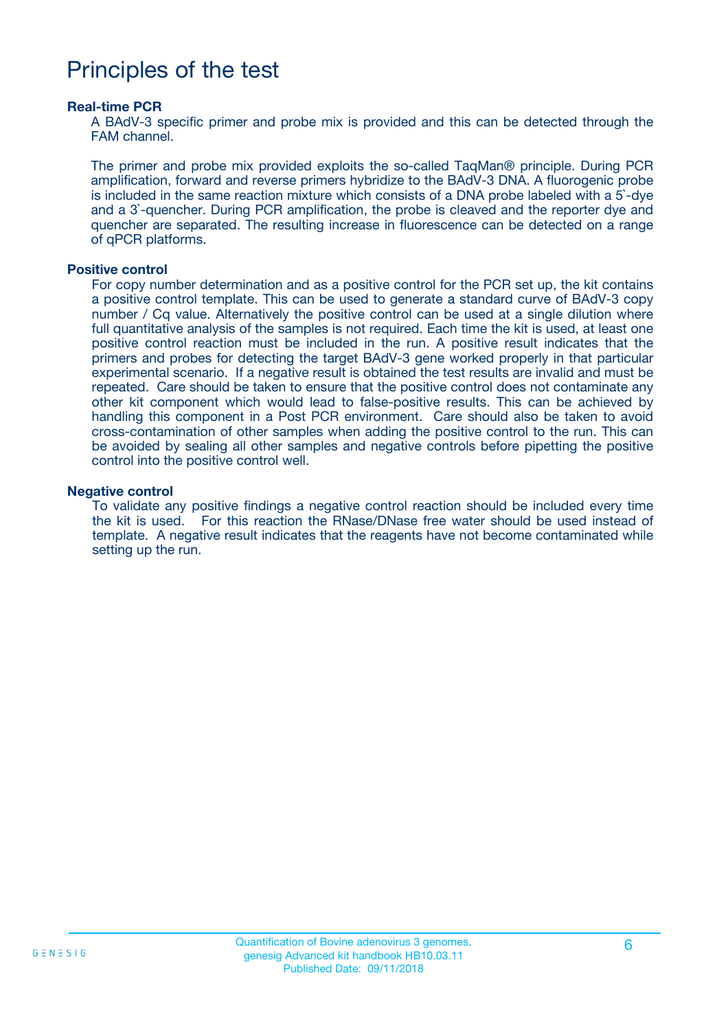# Principles of the test

### Real-time PCR

A BAdV-3 specific primer and probe mix is provided and this can be detected through the FAM channel.

The primer and probe mix provided exploits the so-called TaqMan® principle. During PCR amplification, forward and reverse primers hybridize to the BAdV-3 DNA. A fluorogenic probe is included in the same reaction mixture which consists of a DNA probe labeled with a 5`-dye and a 3`-quencher. During PCR amplification, the probe is cleaved and the reporter dye and quencher are separated. The resulting increase in fluorescence can be detected on a range of qPCR platforms.

### Positive control

For copy number determination and as a positive control for the PCR set up, the kit contains a positive control template. This can be used to generate a standard curve of BAdV-3 copy number / Cq value. Alternatively the positive control can be used at a single dilution where full quantitative analysis of the samples is not required. Each time the kit is used, at least one positive control reaction must be included in the run. A positive result indicates that the primers and probes for detecting the target BAdV-3 gene worked properly in that particular experimental scenario. If a negative result is obtained the test results are invalid and must be repeated. Care should be taken to ensure that the positive control does not contaminate any other kit component which would lead to false-positive results. This can be achieved by handling this component in a Post PCR environment. Care should also be taken to avoid cross-contamination of other samples when adding the positive control to the run. This can be avoided by sealing all other samples and negative controls before pipetting the positive control into the positive control well.

### Negative control

To validate any positive findings a negative control reaction should be included every time the kit is used. For this reaction the RNase/DNase free water should be used instead of template. A negative result indicates that the reagents have not become contaminated while setting up the run.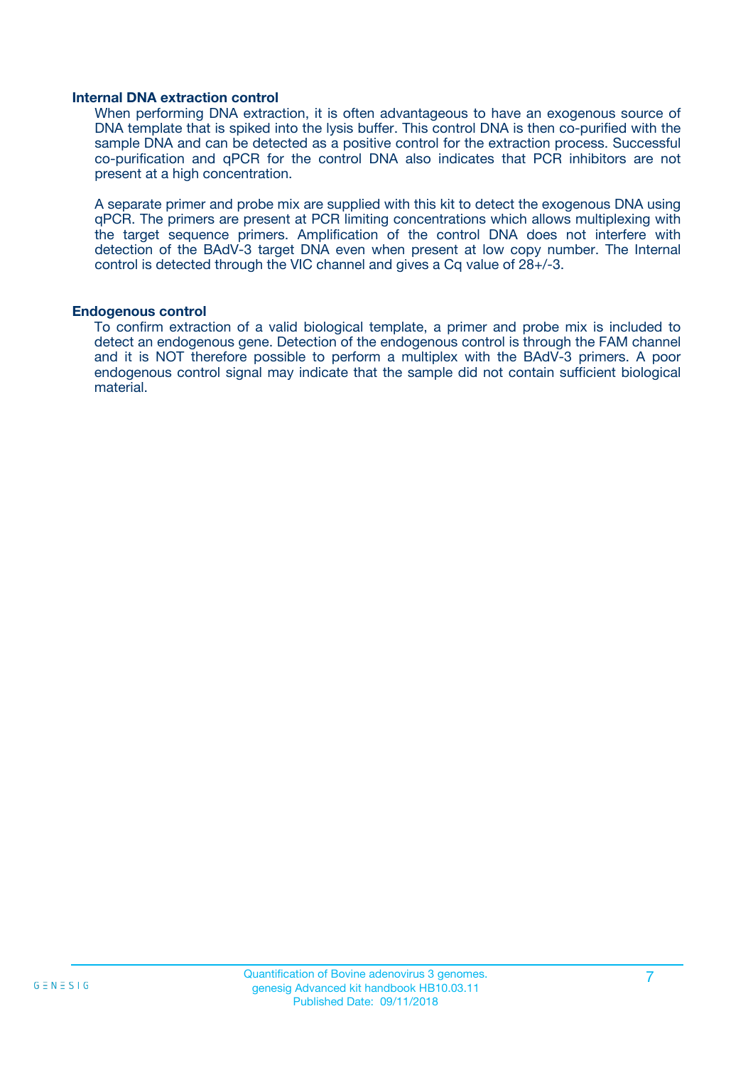### Internal DNA extraction control

When performing DNA extraction, it is often advantageous to have an exogenous source of DNA template that is spiked into the lysis buffer. This control DNA is then co-purified with the sample DNA and can be detected as a positive control for the extraction process. Successful co-purification and qPCR for the control DNA also indicates that PCR inhibitors are not present at a high concentration.

A separate primer and probe mix are supplied with this kit to detect the exogenous DNA using qPCR. The primers are present at PCR limiting concentrations which allows multiplexing with the target sequence primers. Amplification of the control DNA does not interfere with detection of the BAdV-3 target DNA even when present at low copy number. The Internal control is detected through the VIC channel and gives a Cq value of 28+/-3.

### Endogenous control

To confirm extraction of a valid biological template, a primer and probe mix is included to detect an endogenous gene. Detection of the endogenous control is through the FAM channel and it is NOT therefore possible to perform a multiplex with the BAdV-3 primers. A poor endogenous control signal may indicate that the sample did not contain sufficient biological material.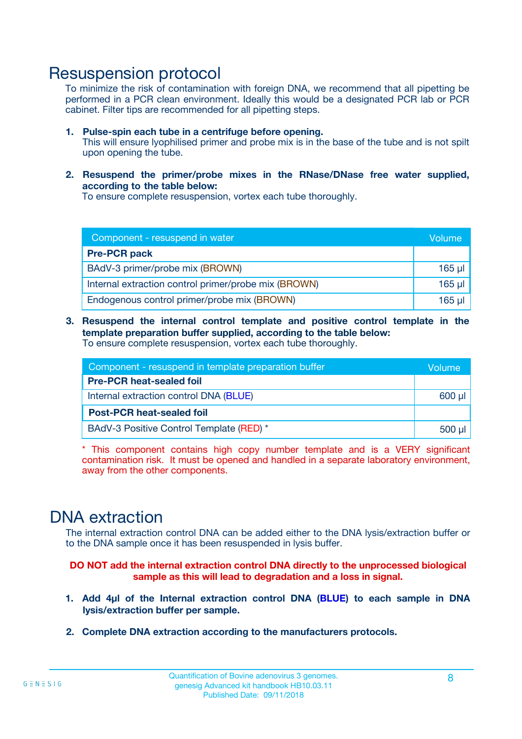# Resuspension protocol

To minimize the risk of contamination with foreign DNA, we recommend that all pipetting be performed in a PCR clean environment. Ideally this would be a designated PCR lab or PCR cabinet. Filter tips are recommended for all pipetting steps.

1. **Pulse-spin each tube in a centrifuge before opening.**
   This will ensure lyophilised primer and probe mix is in the base of the tube and is not spilt upon opening the tube.

2. **Resuspend the primer/probe mixes in the RNase/DNase free water supplied, according to the table below:**
   To ensure complete resuspension, vortex each tube thoroughly.

| Component - resuspend in water | Volume |
|---|---|
| **Pre-PCR pack** | |
| BAdV-3 primer/probe mix (BROWN) | 165 µl |
| Internal extraction control primer/probe mix (BROWN) | 165 µl |
| Endogenous control primer/probe mix (BROWN) | 165 µl |

3. **Resuspend the internal control template and positive control template in the template preparation buffer supplied, according to the table below:**
   To ensure complete resuspension, vortex each tube thoroughly.

| Component - resuspend in template preparation buffer | Volume |
|---|---|
| **Pre-PCR heat-sealed foil** | |
| Internal extraction control DNA (BLUE) | 600 µl |
| **Post-PCR heat-sealed foil** | |
| BAdV-3 Positive Control Template (RED) * | 500 µl |

* This component contains high copy number template and is a VERY significant contamination risk. It must be opened and handled in a separate laboratory environment, away from the other components.

# DNA extraction

The internal extraction control DNA can be added either to the DNA lysis/extraction buffer or to the DNA sample once it has been resuspended in lysis buffer.

**DO NOT add the internal extraction control DNA directly to the unprocessed biological sample as this will lead to degradation and a loss in signal.**

1. **Add 4µl of the Internal extraction control DNA (BLUE) to each sample in DNA lysis/extraction buffer per sample.**

2. **Complete DNA extraction according to the manufacturers protocols.**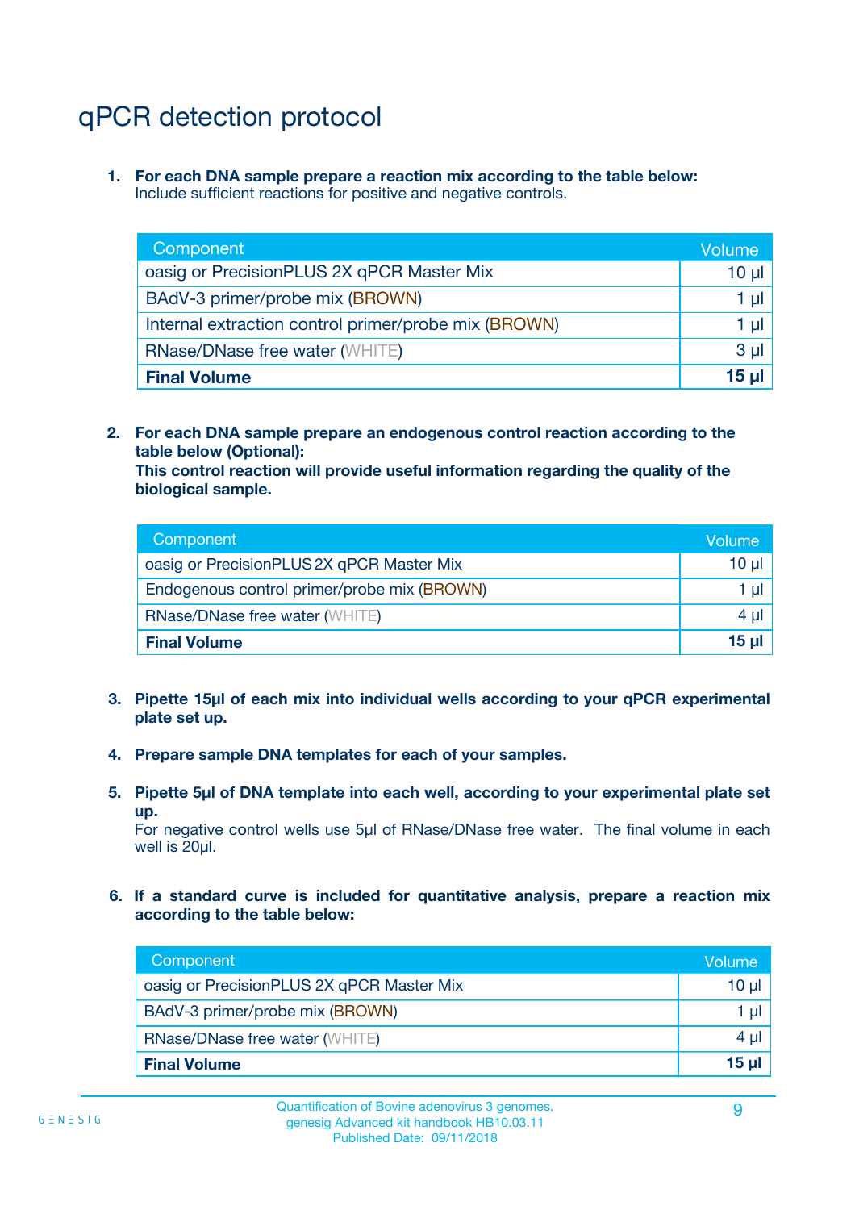# qPCR detection protocol

1. **For each DNA sample prepare a reaction mix according to the table below:**
   Include sufficient reactions for positive and negative controls.

| Component | Volume |
|---|---|
| oasig or PrecisionPLUS 2X qPCR Master Mix | 10 µl |
| BAdV-3 primer/probe mix (BROWN) | 1 µl |
| Internal extraction control primer/probe mix (BROWN) | 1 µl |
| RNase/DNase free water (WHITE) | 3 µl |
| **Final Volume** | **15 µl** |

2. **For each DNA sample prepare an endogenous control reaction according to the table below (Optional):**
   **This control reaction will provide useful information regarding the quality of the biological sample.**

| Component | Volume |
|---|---|
| oasig or PrecisionPLUS 2X qPCR Master Mix | 10 µl |
| Endogenous control primer/probe mix (BROWN) | 1 µl |
| RNase/DNase free water (WHITE) | 4 µl |
| **Final Volume** | **15 µl** |

3. **Pipette 15µl of each mix into individual wells according to your qPCR experimental plate set up.**

4. **Prepare sample DNA templates for each of your samples.**

5. **Pipette 5µl of DNA template into each well, according to your experimental plate set up.**
   For negative control wells use 5µl of RNase/DNase free water. The final volume in each well is 20µl.

6. **If a standard curve is included for quantitative analysis, prepare a reaction mix according to the table below:**

| Component | Volume |
|---|---|
| oasig or PrecisionPLUS 2X qPCR Master Mix | 10 µl |
| BAdV-3 primer/probe mix (BROWN) | 1 µl |
| RNase/DNase free water (WHITE) | 4 µl |
| **Final Volume** | **15 µl** |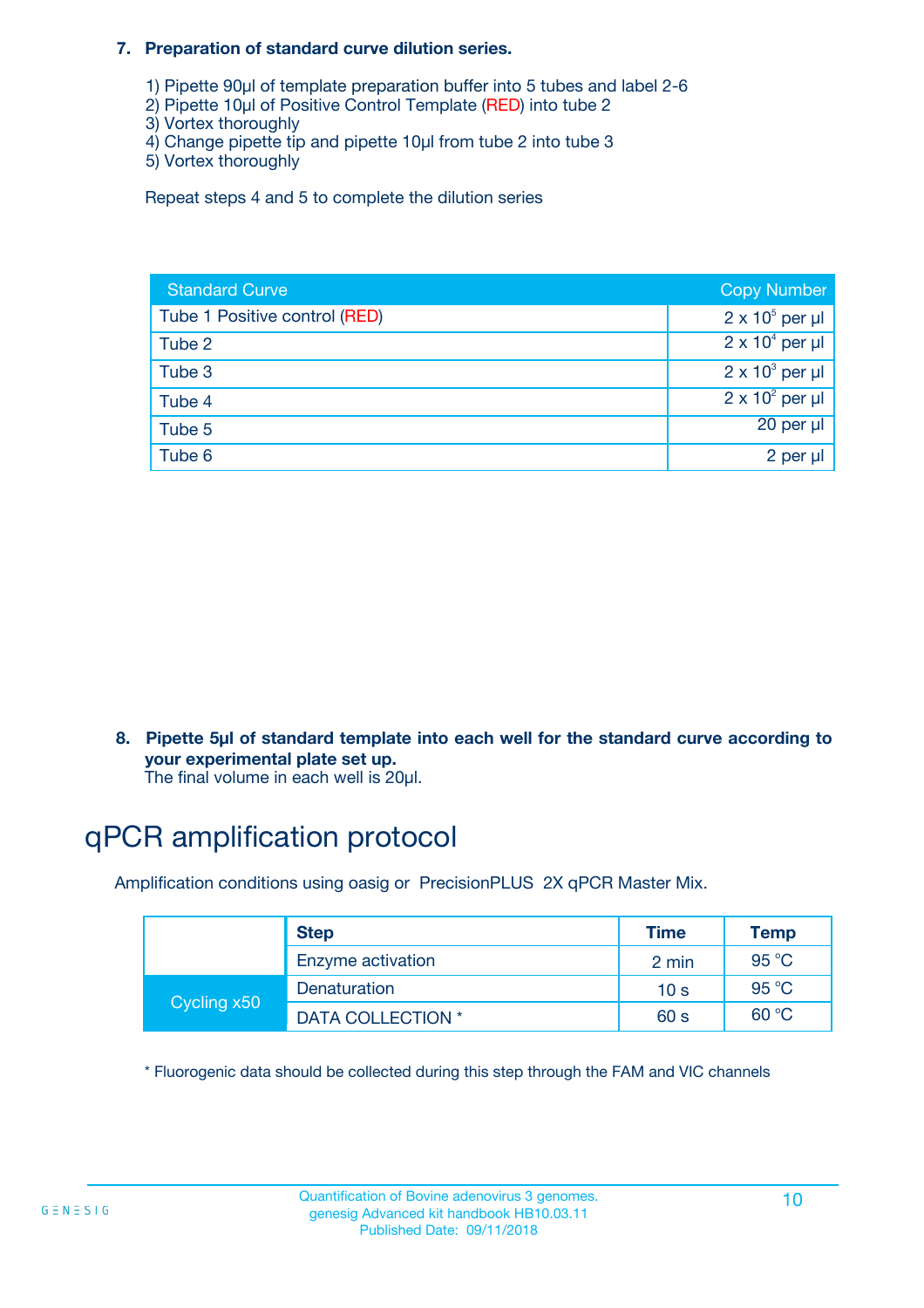7. **Preparation of standard curve dilution series.**

   1) Pipette 90µl of template preparation buffer into 5 tubes and label 2-6
   2) Pipette 10µl of Positive Control Template (RED) into tube 2
   3) Vortex thoroughly
   4) Change pipette tip and pipette 10µl from tube 2 into tube 3
   5) Vortex thoroughly

   Repeat steps 4 and 5 to complete the dilution series

| Standard Curve | Copy Number |
|---|---|
| Tube 1 Positive control (RED) | $2 \times 10^5$ per µl |
| Tube 2 | $2 \times 10^4$ per µl |
| Tube 3 | $2 \times 10^3$ per µl |
| Tube 4 | $2 \times 10^2$ per µl |
| Tube 5 | 20 per µl |
| Tube 6 | 2 per µl |

8. **Pipette 5µl of standard template into each well for the standard curve according to your experimental plate set up.**
   The final volume in each well is 20µl.

# qPCR amplification protocol

Amplification conditions using oasig or PrecisionPLUS 2X qPCR Master Mix.

| | Step | Time | Temp |
|---|---|---|---|
| | Enzyme activation | 2 min | 95 °C |
| Cycling x50 | Denaturation | 10 s | 95 °C |
| | DATA COLLECTION * | 60 s | 60 °C |

\* Fluorogenic data should be collected during this step through the FAM and VIC channels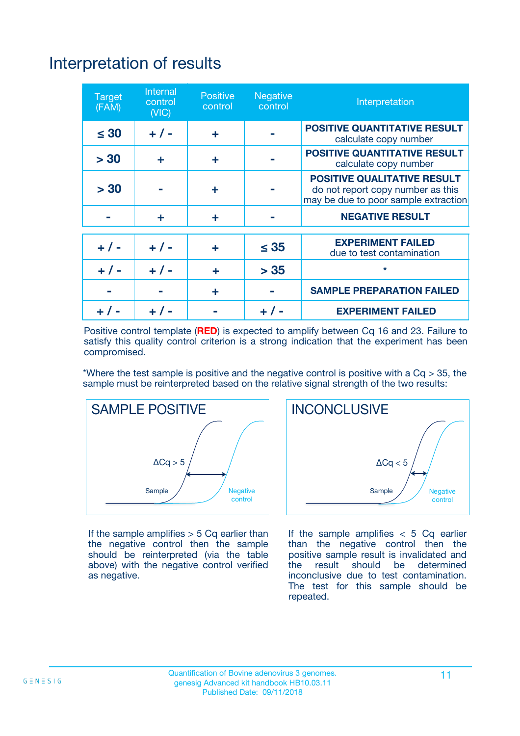# Interpretation of results

| Target (FAM) | Internal control (VIC) | Positive control | Negative control | Interpretation |
|---|---|---|---|---|
| ≤ 30 | + / - | + | - | **POSITIVE QUANTITATIVE RESULT** calculate copy number |
| > 30 | + | + | - | **POSITIVE QUANTITATIVE RESULT** calculate copy number |
| > 30 | - | + | - | **POSITIVE QUALITATIVE RESULT** do not report copy number as this may be due to poor sample extraction |
| - | + | + | - | **NEGATIVE RESULT** |
| + / - | + / - | + | ≤ 35 | **EXPERIMENT FAILED** due to test contamination |
| + / - | + / - | + | > 35 | * |
| - | - | + | - | **SAMPLE PREPARATION FAILED** |
| + / - | + / - | - | + / - | **EXPERIMENT FAILED** |

Positive control template (**RED**) is expected to amplify between Cq 16 and 23. Failure to satisfy this quality control criterion is a strong indication that the experiment has been compromised.

*Where the test sample is positive and the negative control is positive with a Cq > 35, the sample must be reinterpreted based on the relative signal strength of the two results:

**SAMPLE POSITIVE**

ΔCq > 5

Sample

Negative control

If the sample amplifies > 5 Cq earlier than the negative control then the sample should be reinterpreted (via the table above) with the negative control verified as negative.

**INCONCLUSIVE**

ΔCq < 5

Sample

Negative control

If the sample amplifies < 5 Cq earlier than the negative control then the positive sample result is invalidated and the result should be determined inconclusive due to test contamination. The test for this sample should be repeated.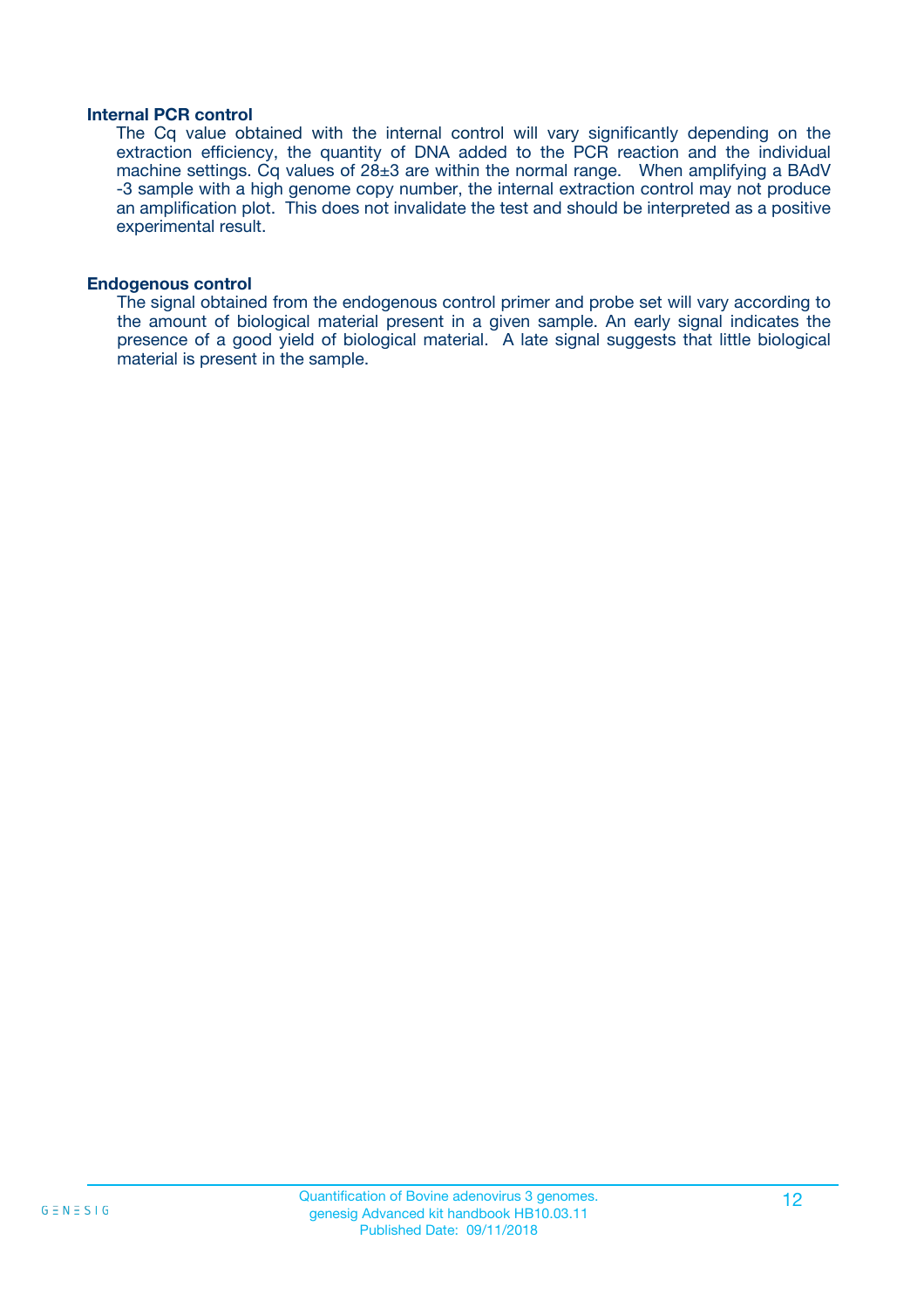**Internal PCR control**

The Cq value obtained with the internal control will vary significantly depending on the extraction efficiency, the quantity of DNA added to the PCR reaction and the individual machine settings. Cq values of 28±3 are within the normal range. When amplifying a BAdV -3 sample with a high genome copy number, the internal extraction control may not produce an amplification plot. This does not invalidate the test and should be interpreted as a positive experimental result.

**Endogenous control**

The signal obtained from the endogenous control primer and probe set will vary according to the amount of biological material present in a given sample. An early signal indicates the presence of a good yield of biological material. A late signal suggests that little biological material is present in the sample.